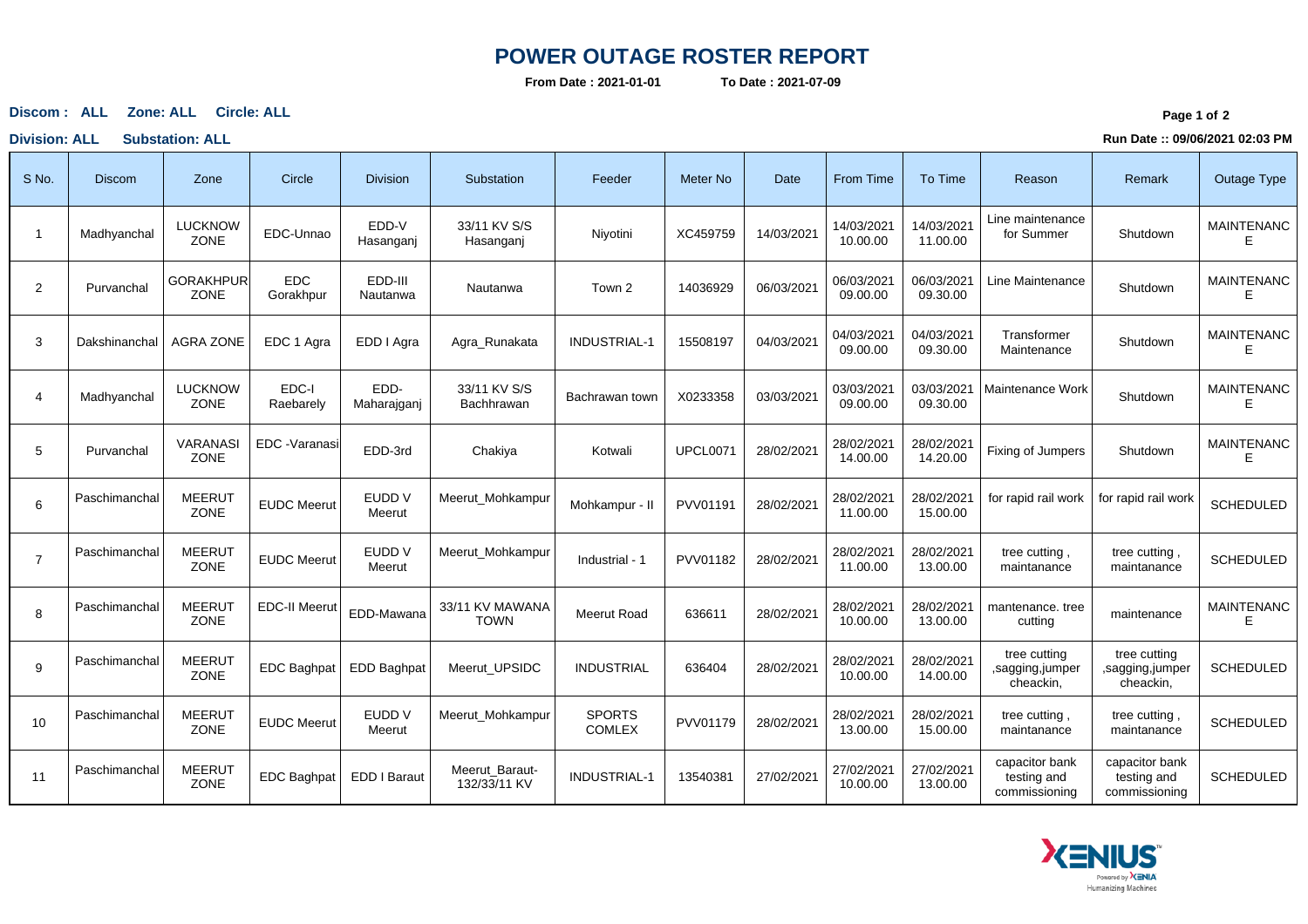# POWER OUTAGE ROSTER REPORT

**From Date : 2021-01-01** **To Date : 2021-07-09**

**Discom : ALL Zone: ALL Circle: ALL**

**Division: ALL Substation: ALL**

**Run Date :: 09/06/2021 02:03 PM**

| S No. | Discom | Zone | Circle | Division | Substation | Feeder | Meter No | Date | From Time | To Time | Reason | Remark | Outage Type |
|---|---|---|---|---|---|---|---|---|---|---|---|---|---|
| 1 | Madhyanchal | LUCKNOW ZONE | EDC-Unnao | EDD-V Hasanganj | 33/11 KV S/S Hasanganj | Niyotini | XC459759 | 14/03/2021 | 14/03/2021 10.00.00 | 14/03/2021 11.00.00 | Line maintenance for Summer | Shutdown | MAINTENANCE |
| 2 | Purvanchal | GORAKHPUR ZONE | EDC Gorakhpur | EDD-III Nautanwa | Nautanwa | Town 2 | 14036929 | 06/03/2021 | 06/03/2021 09.00.00 | 06/03/2021 09.30.00 | Line Maintenance | Shutdown | MAINTENANCE |
| 3 | Dakshinanchal | AGRA ZONE | EDC 1 Agra | EDD I Agra | Agra_Runakata | INDUSTRIAL-1 | 15508197 | 04/03/2021 | 04/03/2021 09.00.00 | 04/03/2021 09.30.00 | Transformer Maintenance | Shutdown | MAINTENANCE |
| 4 | Madhyanchal | LUCKNOW ZONE | EDC-I Raebarely | EDD-Maharajganj | 33/11 KV S/S Bachhrawan | Bachrawan town | X0233358 | 03/03/2021 | 03/03/2021 09.00.00 | 03/03/2021 09.30.00 | Maintenance Work | Shutdown | MAINTENANCE |
| 5 | Purvanchal | VARANASI ZONE | EDC -Varanasi | EDD-3rd | Chakiya | Kotwali | UPCL0071 | 28/02/2021 | 28/02/2021 14.00.00 | 28/02/2021 14.20.00 | Fixing of Jumpers | Shutdown | MAINTENANCE |
| 6 | Paschimanchal | MEERUT ZONE | EUDC Meerut | EUDD V Meerut | Meerut_Mohkampur | Mohkampur - II | PVV01191 | 28/02/2021 | 28/02/2021 11.00.00 | 28/02/2021 15.00.00 | for rapid rail work | for rapid rail work | SCHEDULED |
| 7 | Paschimanchal | MEERUT ZONE | EUDC Meerut | EUDD V Meerut | Meerut_Mohkampur | Industrial - 1 | PVV01182 | 28/02/2021 | 28/02/2021 11.00.00 | 28/02/2021 13.00.00 | tree cutting , maintanance | tree cutting , maintanance | SCHEDULED |
| 8 | Paschimanchal | MEERUT ZONE | EDC-II Meerut | EDD-Mawana | 33/11 KV MAWANA TOWN | Meerut Road | 636611 | 28/02/2021 | 28/02/2021 10.00.00 | 28/02/2021 13.00.00 | mantenance. tree cutting | maintenance | MAINTENANCE |
| 9 | Paschimanchal | MEERUT ZONE | EDC Baghpat | EDD Baghpat | Meerut_UPSIDC | INDUSTRIAL | 636404 | 28/02/2021 | 28/02/2021 10.00.00 | 28/02/2021 14.00.00 | tree cutting ,sagging,jumper cheackin, | tree cutting ,sagging,jumper cheackin, | SCHEDULED |
| 10 | Paschimanchal | MEERUT ZONE | EUDC Meerut | EUDD V Meerut | Meerut_Mohkampur | SPORTS COMLEX | PVV01179 | 28/02/2021 | 28/02/2021 13.00.00 | 28/02/2021 15.00.00 | tree cutting , maintanance | tree cutting , maintanance | SCHEDULED |
| 11 | Paschimanchal | MEERUT ZONE | EDC Baghpat | EDD I Baraut | Meerut_Baraut-132/33/11 KV | INDUSTRIAL-1 | 13540381 | 27/02/2021 | 27/02/2021 10.00.00 | 27/02/2021 13.00.00 | capacitor bank testing and commissioning | capacitor bank testing and commissioning | SCHEDULED |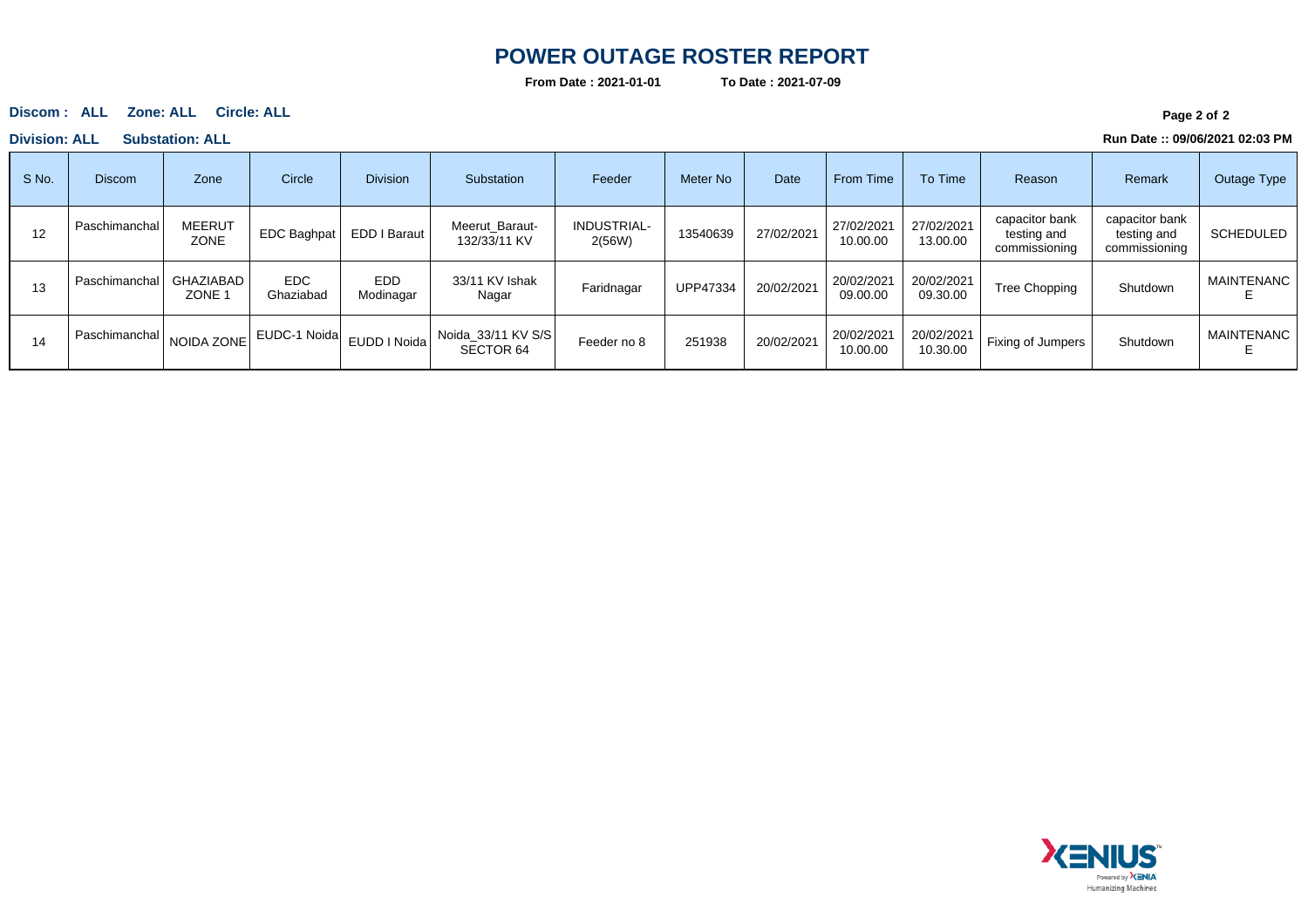# POWER OUTAGE ROSTER REPORT

**From Date : 2021-01-01** **To Date : 2021-07-09**

**Discom : ALL Zone: ALL Circle: ALL**

**Division: ALL Substation: ALL**

**Run Date :: 09/06/2021 02:03 PM**

| S No. | Discom | Zone | Circle | Division | Substation | Feeder | Meter No | Date | From Time | To Time | Reason | Remark | Outage Type |
|---|---|---|---|---|---|---|---|---|---|---|---|---|---|
| 12 | Paschimanchal | MEERUT ZONE | EDC Baghpat | EDD I Baraut | Meerut_Baraut-132/33/11 KV | INDUSTRIAL-2(56W) | 13540639 | 27/02/2021 | 27/02/2021 10.00.00 | 27/02/2021 13.00.00 | capacitor bank testing and commissioning | capacitor bank testing and commissioning | SCHEDULED |
| 13 | Paschimanchal | GHAZIABAD ZONE 1 | EDC Ghaziabad | EDD Modinagar | 33/11 KV Ishak Nagar | Faridnagar | UPP47334 | 20/02/2021 | 20/02/2021 09.00.00 | 20/02/2021 09.30.00 | Tree Chopping | Shutdown | MAINTENANCE |
| 14 | Paschimanchal | NOIDA ZONE | EUDC-1 Noida | EUDD I Noida | Noida_33/11 KV S/S SECTOR 64 | Feeder no 8 | 251938 | 20/02/2021 | 20/02/2021 10.00.00 | 20/02/2021 10.30.00 | Fixing of Jumpers | Shutdown | MAINTENANCE |